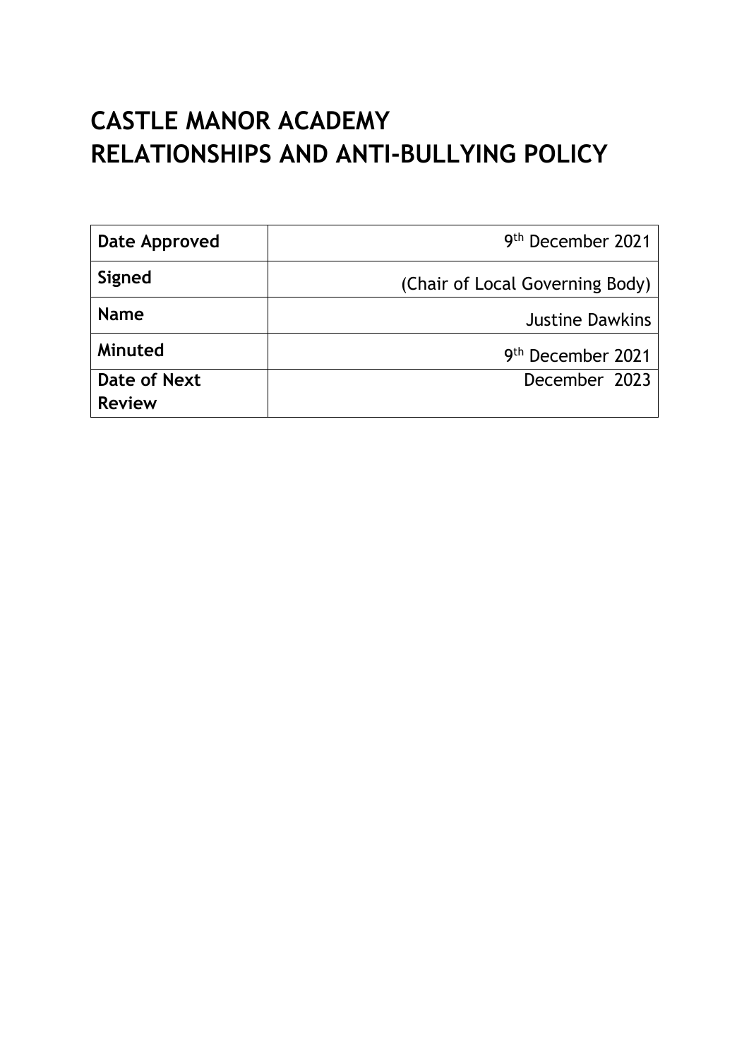# CASTLE MANOR ACADEMY
# RELATIONSHIPS AND ANTI-BULLYING POLICY

| **Date Approved** | 9th December 2021 |
|---|---|
| **Signed** | (Chair of Local Governing Body) |
| **Name** | Justine Dawkins |
| **Minuted** | 9th December 2021 |
| **Date of Next Review** | December 2023 |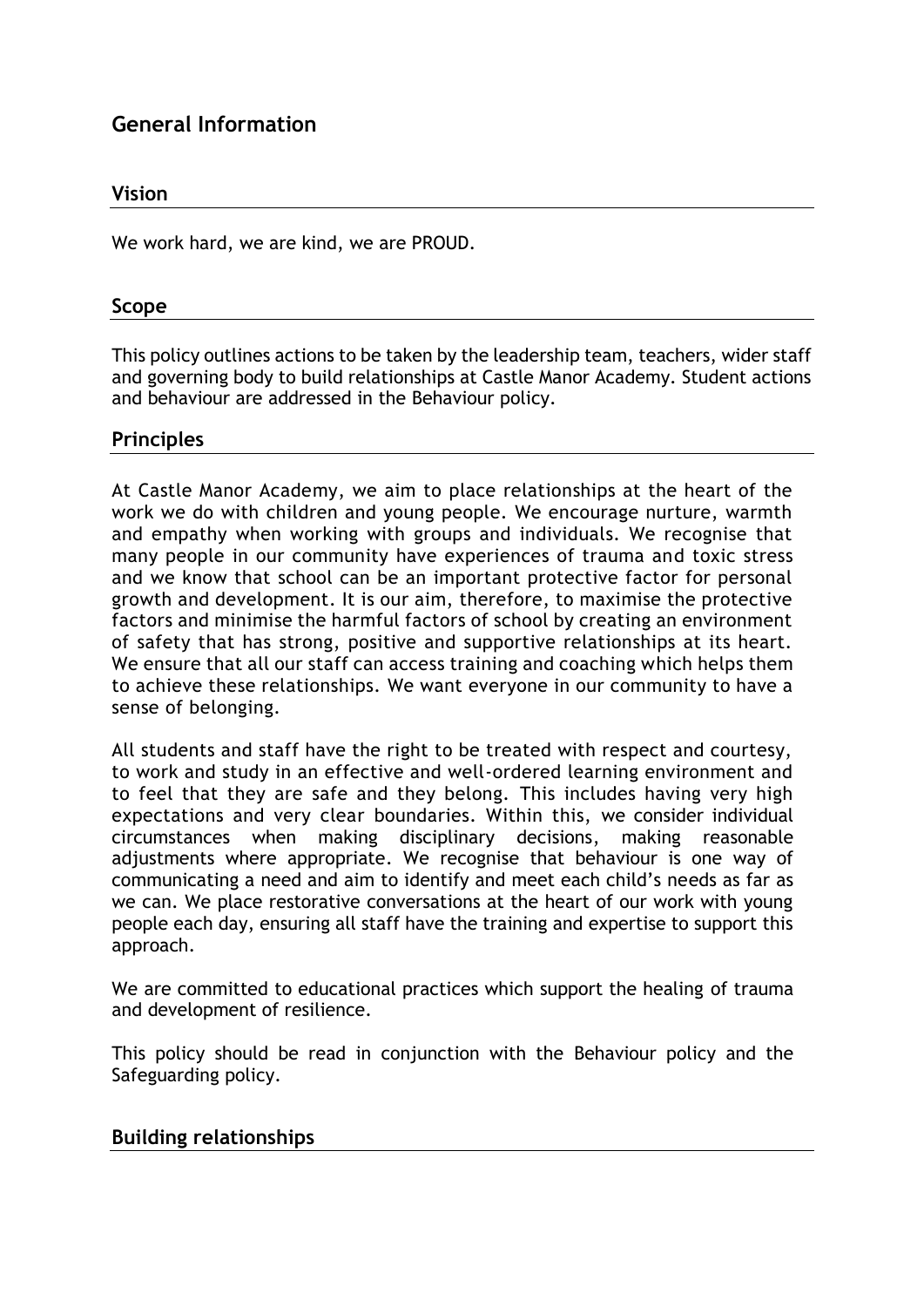# General Information

## Vision

We work hard, we are kind, we are PROUD.

## Scope

This policy outlines actions to be taken by the leadership team, teachers, wider staff and governing body to build relationships at Castle Manor Academy. Student actions and behaviour are addressed in the Behaviour policy.

## Principles

At Castle Manor Academy, we aim to place relationships at the heart of the work we do with children and young people. We encourage nurture, warmth and empathy when working with groups and individuals. We recognise that many people in our community have experiences of trauma and toxic stress and we know that school can be an important protective factor for personal growth and development. It is our aim, therefore, to maximise the protective factors and minimise the harmful factors of school by creating an environment of safety that has strong, positive and supportive relationships at its heart. We ensure that all our staff can access training and coaching which helps them to achieve these relationships. We want everyone in our community to have a sense of belonging.

All students and staff have the right to be treated with respect and courtesy, to work and study in an effective and well-ordered learning environment and to feel that they are safe and they belong. This includes having very high expectations and very clear boundaries. Within this, we consider individual circumstances when making disciplinary decisions, making reasonable adjustments where appropriate. We recognise that behaviour is one way of communicating a need and aim to identify and meet each child's needs as far as we can. We place restorative conversations at the heart of our work with young people each day, ensuring all staff have the training and expertise to support this approach.

We are committed to educational practices which support the healing of trauma and development of resilience.

This policy should be read in conjunction with the Behaviour policy and the Safeguarding policy.

## Building relationships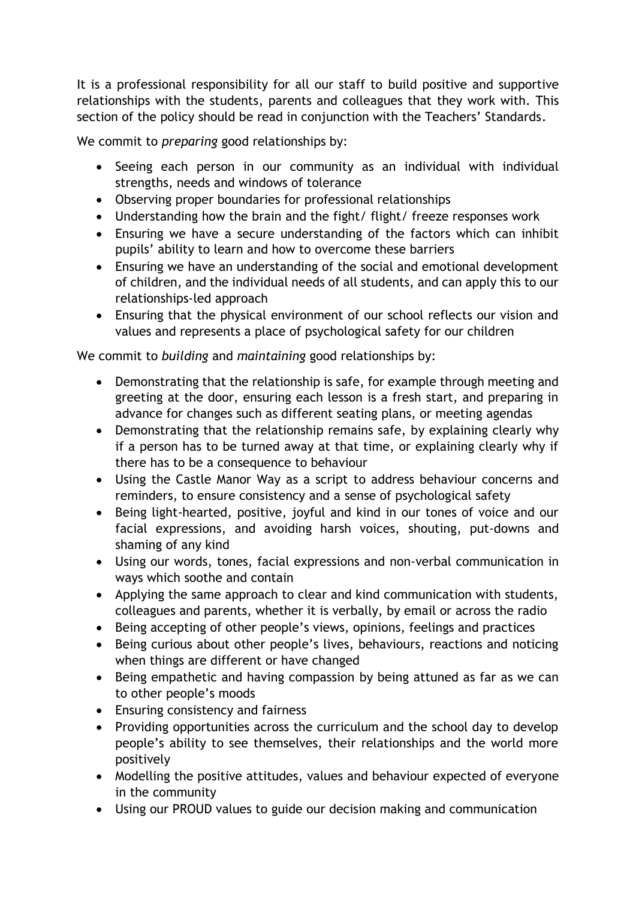It is a professional responsibility for all our staff to build positive and supportive relationships with the students, parents and colleagues that they work with. This section of the policy should be read in conjunction with the Teachers' Standards.

We commit to *preparing* good relationships by:

- Seeing each person in our community as an individual with individual strengths, needs and windows of tolerance
- Observing proper boundaries for professional relationships
- Understanding how the brain and the fight/ flight/ freeze responses work
- Ensuring we have a secure understanding of the factors which can inhibit pupils' ability to learn and how to overcome these barriers
- Ensuring we have an understanding of the social and emotional development of children, and the individual needs of all students, and can apply this to our relationships-led approach
- Ensuring that the physical environment of our school reflects our vision and values and represents a place of psychological safety for our children

We commit to *building* and *maintaining* good relationships by:

- Demonstrating that the relationship is safe, for example through meeting and greeting at the door, ensuring each lesson is a fresh start, and preparing in advance for changes such as different seating plans, or meeting agendas
- Demonstrating that the relationship remains safe, by explaining clearly why if a person has to be turned away at that time, or explaining clearly why if there has to be a consequence to behaviour
- Using the Castle Manor Way as a script to address behaviour concerns and reminders, to ensure consistency and a sense of psychological safety
- Being light-hearted, positive, joyful and kind in our tones of voice and our facial expressions, and avoiding harsh voices, shouting, put-downs and shaming of any kind
- Using our words, tones, facial expressions and non-verbal communication in ways which soothe and contain
- Applying the same approach to clear and kind communication with students, colleagues and parents, whether it is verbally, by email or across the radio
- Being accepting of other people's views, opinions, feelings and practices
- Being curious about other people's lives, behaviours, reactions and noticing when things are different or have changed
- Being empathetic and having compassion by being attuned as far as we can to other people's moods
- Ensuring consistency and fairness
- Providing opportunities across the curriculum and the school day to develop people's ability to see themselves, their relationships and the world more positively
- Modelling the positive attitudes, values and behaviour expected of everyone in the community
- Using our PROUD values to guide our decision making and communication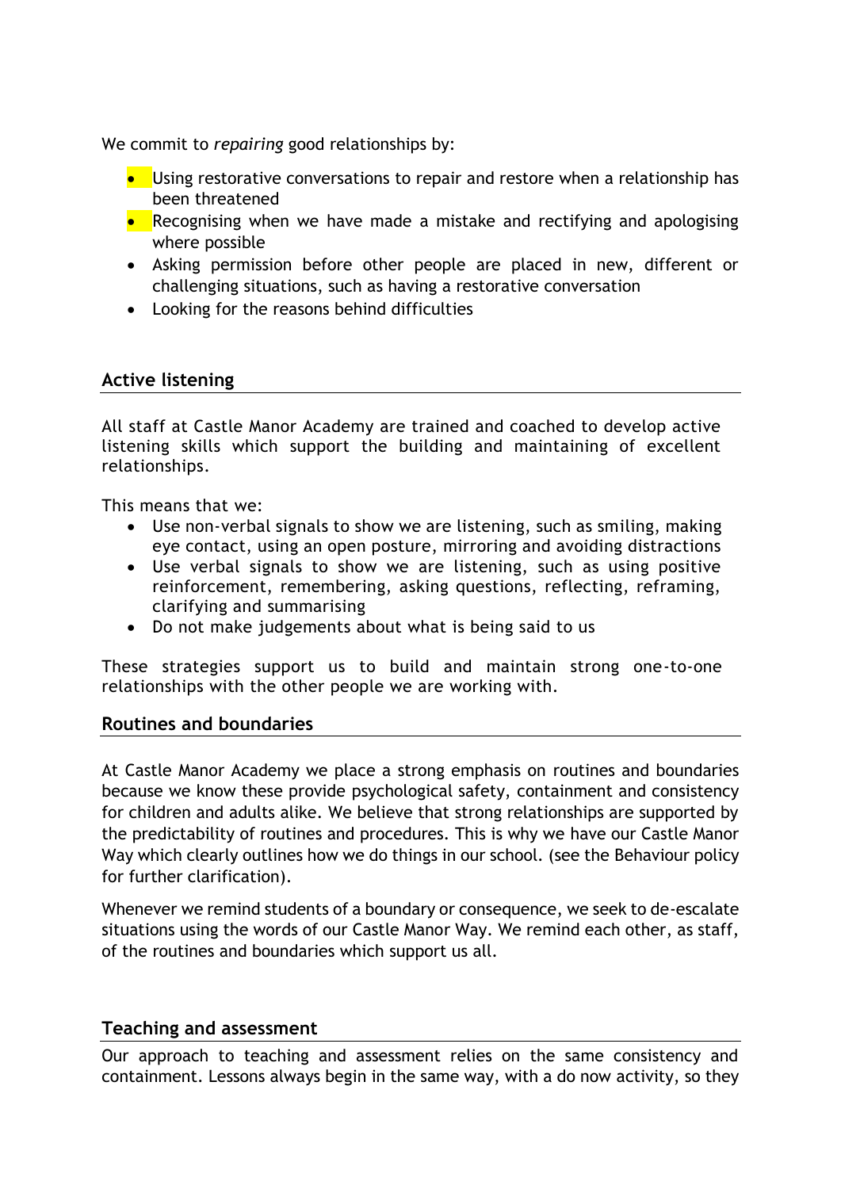We commit to *repairing* good relationships by:

- Using restorative conversations to repair and restore when a relationship has been threatened
- Recognising when we have made a mistake and rectifying and apologising where possible
- Asking permission before other people are placed in new, different or challenging situations, such as having a restorative conversation
- Looking for the reasons behind difficulties

## Active listening

All staff at Castle Manor Academy are trained and coached to develop active listening skills which support the building and maintaining of excellent relationships.

This means that we:

- Use non-verbal signals to show we are listening, such as smiling, making eye contact, using an open posture, mirroring and avoiding distractions
- Use verbal signals to show we are listening, such as using positive reinforcement, remembering, asking questions, reflecting, reframing, clarifying and summarising
- Do not make judgements about what is being said to us

These strategies support us to build and maintain strong one-to-one relationships with the other people we are working with.

## Routines and boundaries

At Castle Manor Academy we place a strong emphasis on routines and boundaries because we know these provide psychological safety, containment and consistency for children and adults alike. We believe that strong relationships are supported by the predictability of routines and procedures. This is why we have our Castle Manor Way which clearly outlines how we do things in our school. (see the Behaviour policy for further clarification).

Whenever we remind students of a boundary or consequence, we seek to de-escalate situations using the words of our Castle Manor Way. We remind each other, as staff, of the routines and boundaries which support us all.

## Teaching and assessment

Our approach to teaching and assessment relies on the same consistency and containment. Lessons always begin in the same way, with a do now activity, so they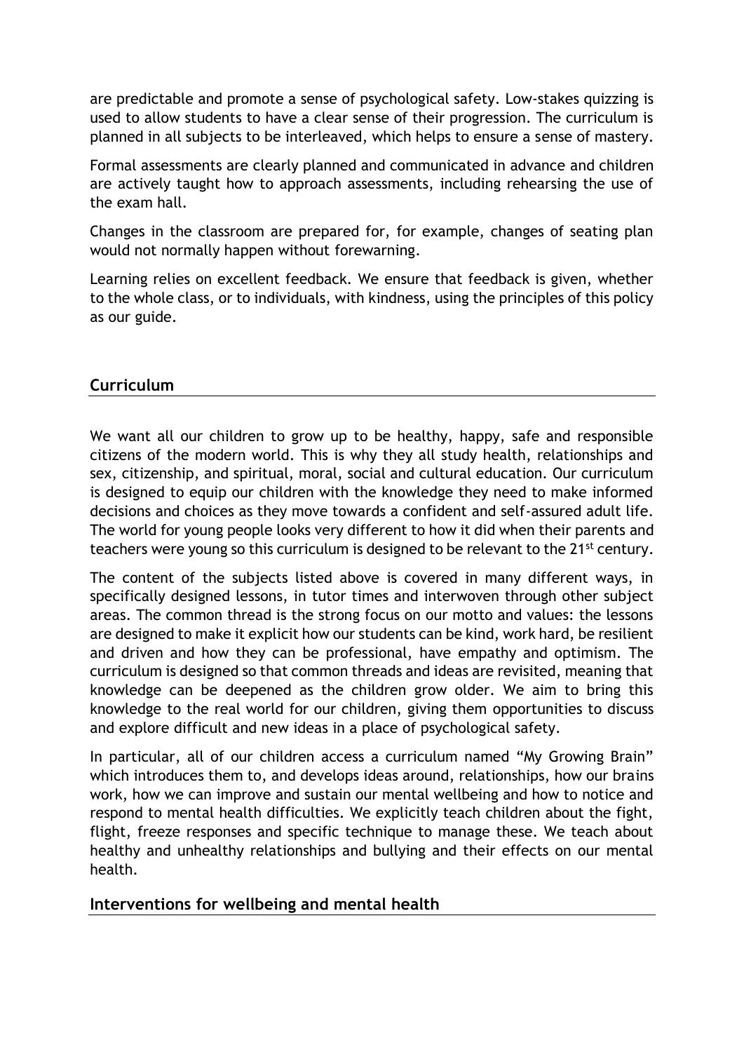are predictable and promote a sense of psychological safety. Low-stakes quizzing is used to allow students to have a clear sense of their progression. The curriculum is planned in all subjects to be interleaved, which helps to ensure a sense of mastery.

Formal assessments are clearly planned and communicated in advance and children are actively taught how to approach assessments, including rehearsing the use of the exam hall.

Changes in the classroom are prepared for, for example, changes of seating plan would not normally happen without forewarning.

Learning relies on excellent feedback. We ensure that feedback is given, whether to the whole class, or to individuals, with kindness, using the principles of this policy as our guide.

## Curriculum

We want all our children to grow up to be healthy, happy, safe and responsible citizens of the modern world. This is why they all study health, relationships and sex, citizenship, and spiritual, moral, social and cultural education. Our curriculum is designed to equip our children with the knowledge they need to make informed decisions and choices as they move towards a confident and self-assured adult life. The world for young people looks very different to how it did when their parents and teachers were young so this curriculum is designed to be relevant to the 21st century.

The content of the subjects listed above is covered in many different ways, in specifically designed lessons, in tutor times and interwoven through other subject areas. The common thread is the strong focus on our motto and values: the lessons are designed to make it explicit how our students can be kind, work hard, be resilient and driven and how they can be professional, have empathy and optimism. The curriculum is designed so that common threads and ideas are revisited, meaning that knowledge can be deepened as the children grow older. We aim to bring this knowledge to the real world for our children, giving them opportunities to discuss and explore difficult and new ideas in a place of psychological safety.

In particular, all of our children access a curriculum named "My Growing Brain" which introduces them to, and develops ideas around, relationships, how our brains work, how we can improve and sustain our mental wellbeing and how to notice and respond to mental health difficulties. We explicitly teach children about the fight, flight, freeze responses and specific technique to manage these. We teach about healthy and unhealthy relationships and bullying and their effects on our mental health.

## Interventions for wellbeing and mental health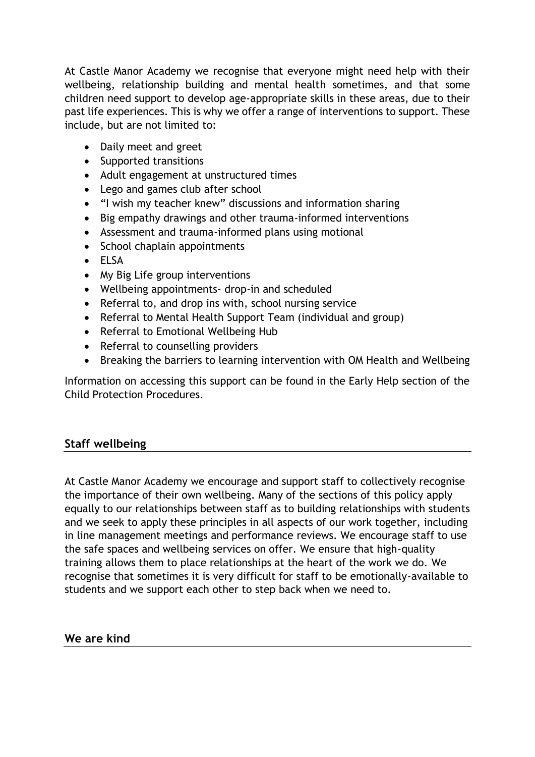At Castle Manor Academy we recognise that everyone might need help with their wellbeing, relationship building and mental health sometimes, and that some children need support to develop age-appropriate skills in these areas, due to their past life experiences. This is why we offer a range of interventions to support. These include, but are not limited to:

- Daily meet and greet
- Supported transitions
- Adult engagement at unstructured times
- Lego and games club after school
- "I wish my teacher knew" discussions and information sharing
- Big empathy drawings and other trauma-informed interventions
- Assessment and trauma-informed plans using motional
- School chaplain appointments
- ELSA
- My Big Life group interventions
- Wellbeing appointments- drop-in and scheduled
- Referral to, and drop ins with, school nursing service
- Referral to Mental Health Support Team (individual and group)
- Referral to Emotional Wellbeing Hub
- Referral to counselling providers
- Breaking the barriers to learning intervention with OM Health and Wellbeing

Information on accessing this support can be found in the Early Help section of the Child Protection Procedures.

## Staff wellbeing

At Castle Manor Academy we encourage and support staff to collectively recognise the importance of their own wellbeing. Many of the sections of this policy apply equally to our relationships between staff as to building relationships with students and we seek to apply these principles in all aspects of our work together, including in line management meetings and performance reviews. We encourage staff to use the safe spaces and wellbeing services on offer. We ensure that high-quality training allows them to place relationships at the heart of the work we do. We recognise that sometimes it is very difficult for staff to be emotionally-available to students and we support each other to step back when we need to.

## We are kind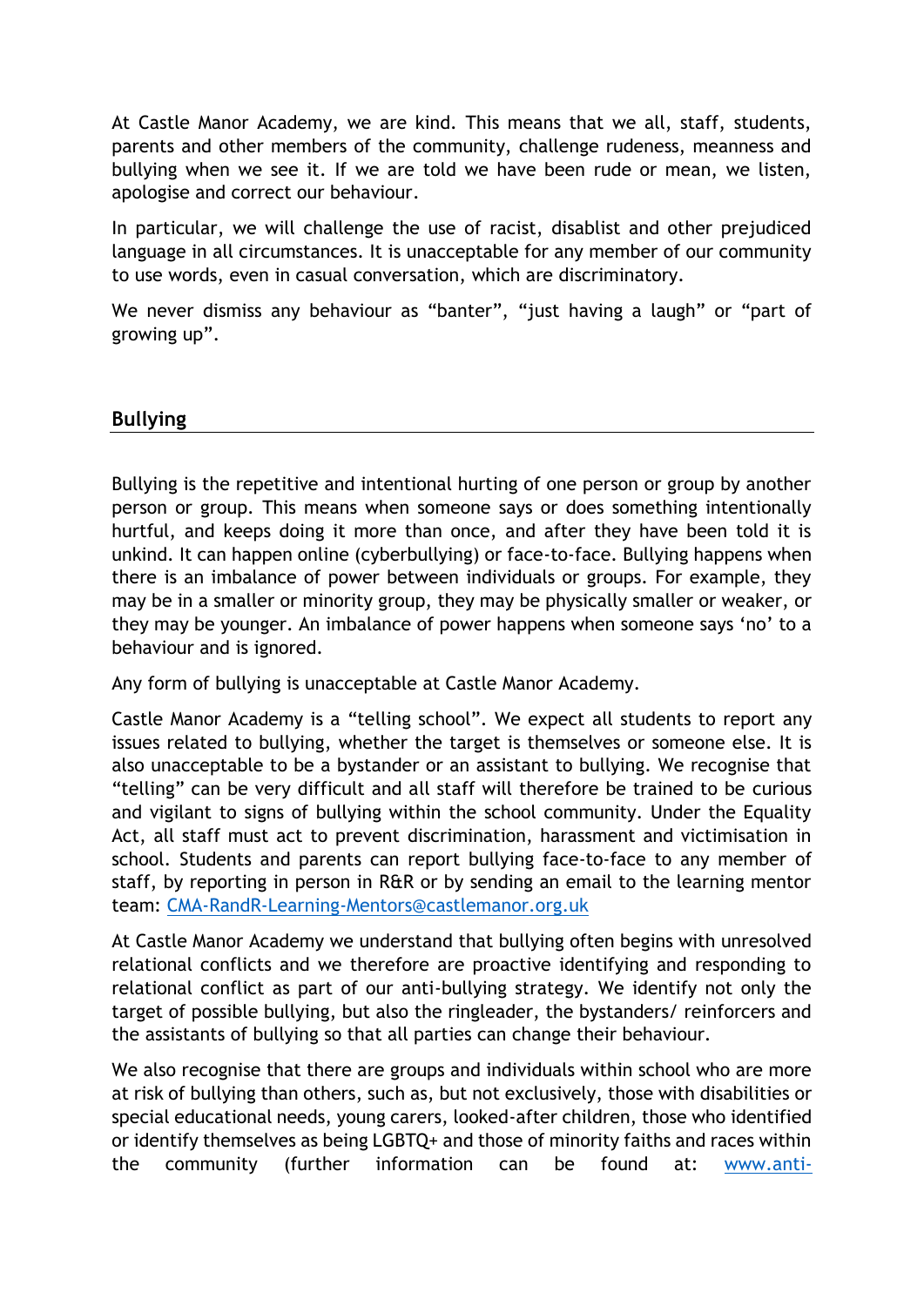At Castle Manor Academy, we are kind. This means that we all, staff, students, parents and other members of the community, challenge rudeness, meanness and bullying when we see it. If we are told we have been rude or mean, we listen, apologise and correct our behaviour.

In particular, we will challenge the use of racist, disablist and other prejudiced language in all circumstances. It is unacceptable for any member of our community to use words, even in casual conversation, which are discriminatory.

We never dismiss any behaviour as "banter", "just having a laugh" or "part of growing up".

## Bullying

Bullying is the repetitive and intentional hurting of one person or group by another person or group. This means when someone says or does something intentionally hurtful, and keeps doing it more than once, and after they have been told it is unkind. It can happen online (cyberbullying) or face-to-face. Bullying happens when there is an imbalance of power between individuals or groups. For example, they may be in a smaller or minority group, they may be physically smaller or weaker, or they may be younger. An imbalance of power happens when someone says 'no' to a behaviour and is ignored.

Any form of bullying is unacceptable at Castle Manor Academy.

Castle Manor Academy is a "telling school". We expect all students to report any issues related to bullying, whether the target is themselves or someone else. It is also unacceptable to be a bystander or an assistant to bullying. We recognise that "telling" can be very difficult and all staff will therefore be trained to be curious and vigilant to signs of bullying within the school community. Under the Equality Act, all staff must act to prevent discrimination, harassment and victimisation in school. Students and parents can report bullying face-to-face to any member of staff, by reporting in person in R&R or by sending an email to the learning mentor team: CMA-RandR-Learning-Mentors@castlemanor.org.uk

At Castle Manor Academy we understand that bullying often begins with unresolved relational conflicts and we therefore are proactive identifying and responding to relational conflict as part of our anti-bullying strategy. We identify not only the target of possible bullying, but also the ringleader, the bystanders/ reinforcers and the assistants of bullying so that all parties can change their behaviour.

We also recognise that there are groups and individuals within school who are more at risk of bullying than others, such as, but not exclusively, those with disabilities or special educational needs, young carers, looked-after children, those who identified or identify themselves as being LGBTQ+ and those of minority faiths and races within the community (further information can be found at: www.anti-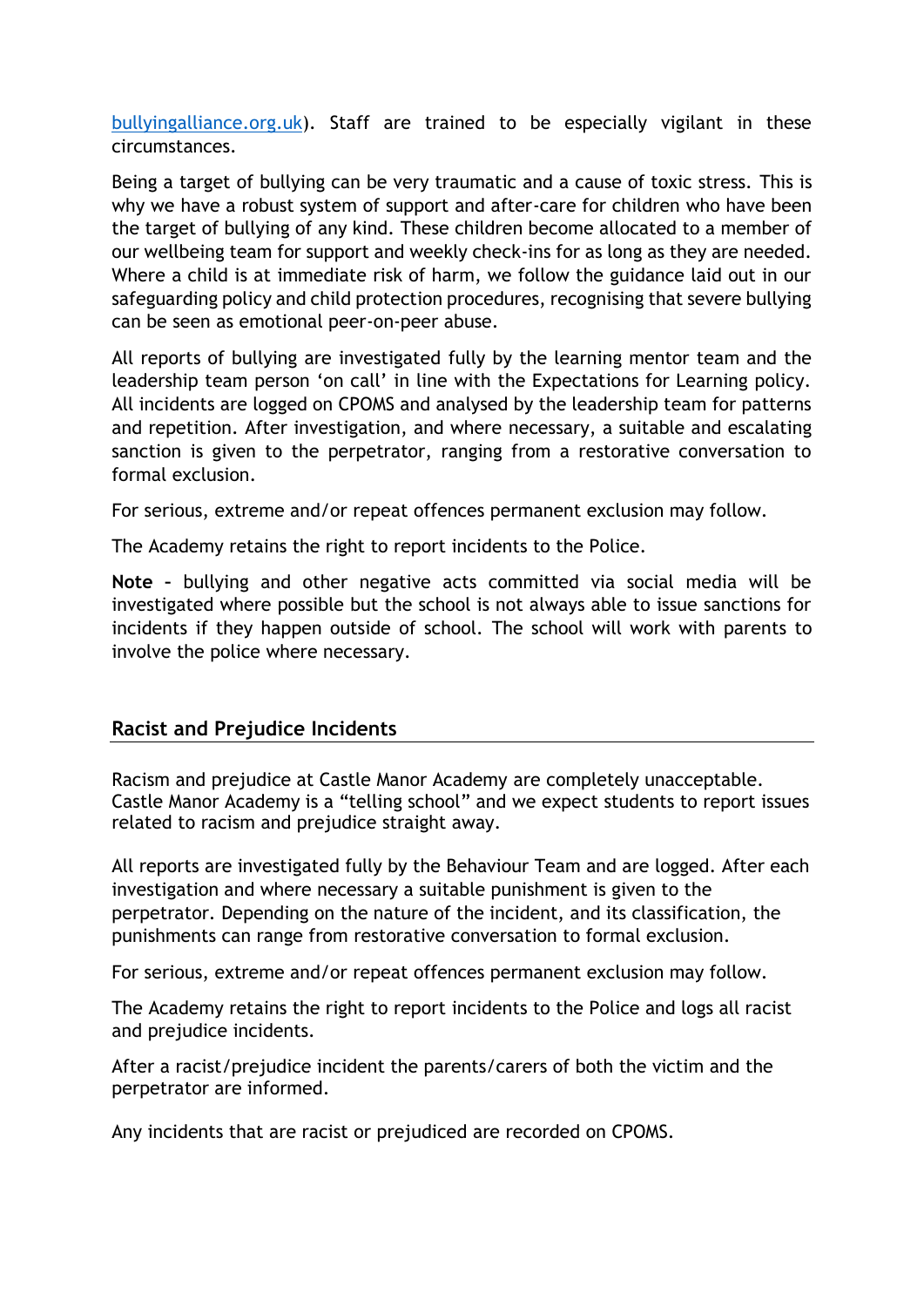bullyingalliance.org.uk). Staff are trained to be especially vigilant in these circumstances.

Being a target of bullying can be very traumatic and a cause of toxic stress. This is why we have a robust system of support and after-care for children who have been the target of bullying of any kind. These children become allocated to a member of our wellbeing team for support and weekly check-ins for as long as they are needed. Where a child is at immediate risk of harm, we follow the guidance laid out in our safeguarding policy and child protection procedures, recognising that severe bullying can be seen as emotional peer-on-peer abuse.

All reports of bullying are investigated fully by the learning mentor team and the leadership team person 'on call' in line with the Expectations for Learning policy. All incidents are logged on CPOMS and analysed by the leadership team for patterns and repetition. After investigation, and where necessary, a suitable and escalating sanction is given to the perpetrator, ranging from a restorative conversation to formal exclusion.

For serious, extreme and/or repeat offences permanent exclusion may follow.

The Academy retains the right to report incidents to the Police.

**Note** – bullying and other negative acts committed via social media will be investigated where possible but the school is not always able to issue sanctions for incidents if they happen outside of school. The school will work with parents to involve the police where necessary.

## Racist and Prejudice Incidents

Racism and prejudice at Castle Manor Academy are completely unacceptable. Castle Manor Academy is a "telling school" and we expect students to report issues related to racism and prejudice straight away.

All reports are investigated fully by the Behaviour Team and are logged. After each investigation and where necessary a suitable punishment is given to the perpetrator. Depending on the nature of the incident, and its classification, the punishments can range from restorative conversation to formal exclusion.

For serious, extreme and/or repeat offences permanent exclusion may follow.

The Academy retains the right to report incidents to the Police and logs all racist and prejudice incidents.

After a racist/prejudice incident the parents/carers of both the victim and the perpetrator are informed.

Any incidents that are racist or prejudiced are recorded on CPOMS.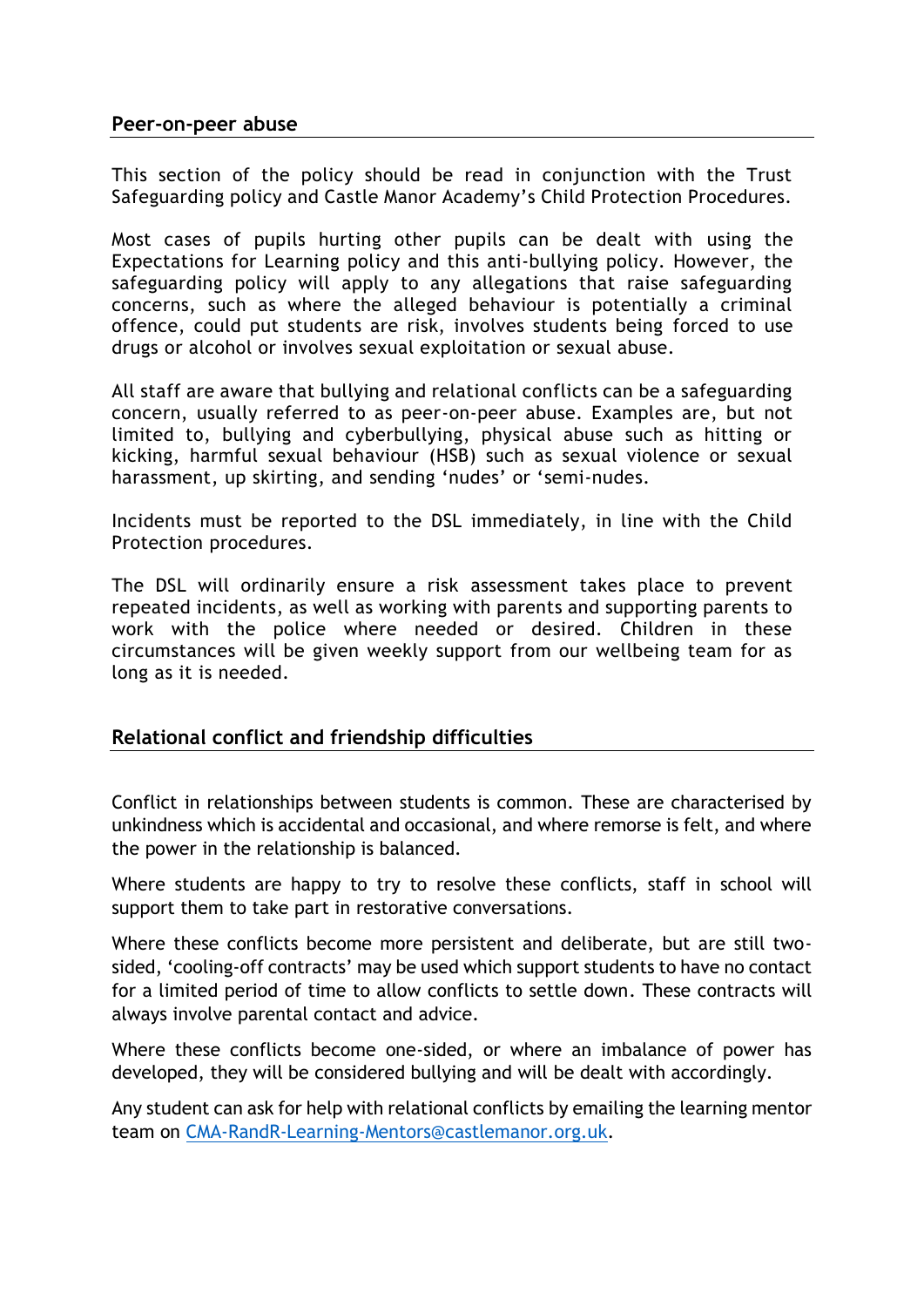## Peer-on-peer abuse

This section of the policy should be read in conjunction with the Trust Safeguarding policy and Castle Manor Academy's Child Protection Procedures.

Most cases of pupils hurting other pupils can be dealt with using the Expectations for Learning policy and this anti-bullying policy. However, the safeguarding policy will apply to any allegations that raise safeguarding concerns, such as where the alleged behaviour is potentially a criminal offence, could put students are risk, involves students being forced to use drugs or alcohol or involves sexual exploitation or sexual abuse.

All staff are aware that bullying and relational conflicts can be a safeguarding concern, usually referred to as peer-on-peer abuse. Examples are, but not limited to, bullying and cyberbullying, physical abuse such as hitting or kicking, harmful sexual behaviour (HSB) such as sexual violence or sexual harassment, up skirting, and sending 'nudes' or 'semi-nudes.

Incidents must be reported to the DSL immediately, in line with the Child Protection procedures.

The DSL will ordinarily ensure a risk assessment takes place to prevent repeated incidents, as well as working with parents and supporting parents to work with the police where needed or desired. Children in these circumstances will be given weekly support from our wellbeing team for as long as it is needed.

## Relational conflict and friendship difficulties

Conflict in relationships between students is common. These are characterised by unkindness which is accidental and occasional, and where remorse is felt, and where the power in the relationship is balanced.

Where students are happy to try to resolve these conflicts, staff in school will support them to take part in restorative conversations.

Where these conflicts become more persistent and deliberate, but are still two-sided, 'cooling-off contracts' may be used which support students to have no contact for a limited period of time to allow conflicts to settle down. These contracts will always involve parental contact and advice.

Where these conflicts become one-sided, or where an imbalance of power has developed, they will be considered bullying and will be dealt with accordingly.

Any student can ask for help with relational conflicts by emailing the learning mentor team on CMA-RandR-Learning-Mentors@castlemanor.org.uk.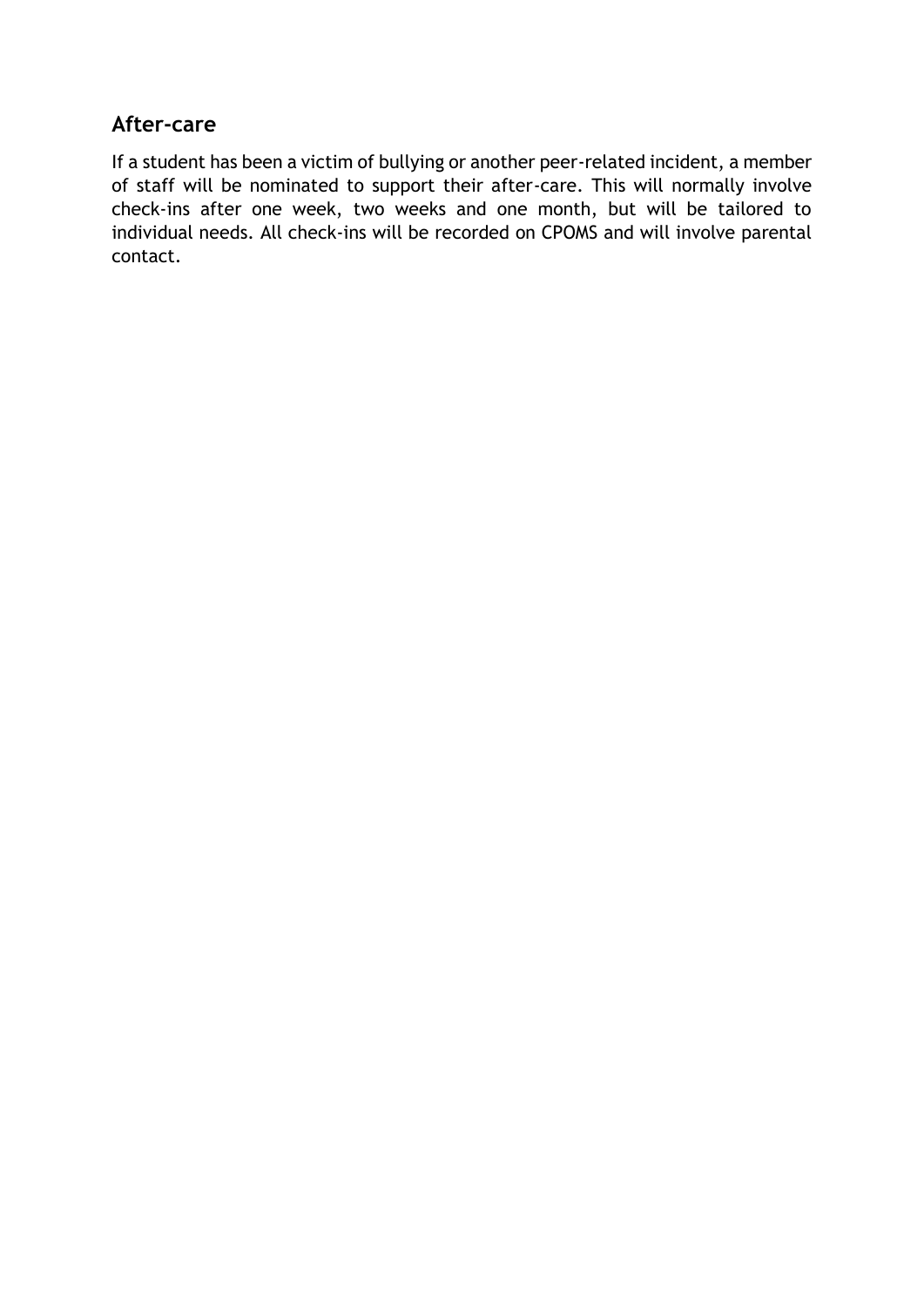## After-care

If a student has been a victim of bullying or another peer-related incident, a member of staff will be nominated to support their after-care. This will normally involve check-ins after one week, two weeks and one month, but will be tailored to individual needs. All check-ins will be recorded on CPOMS and will involve parental contact.